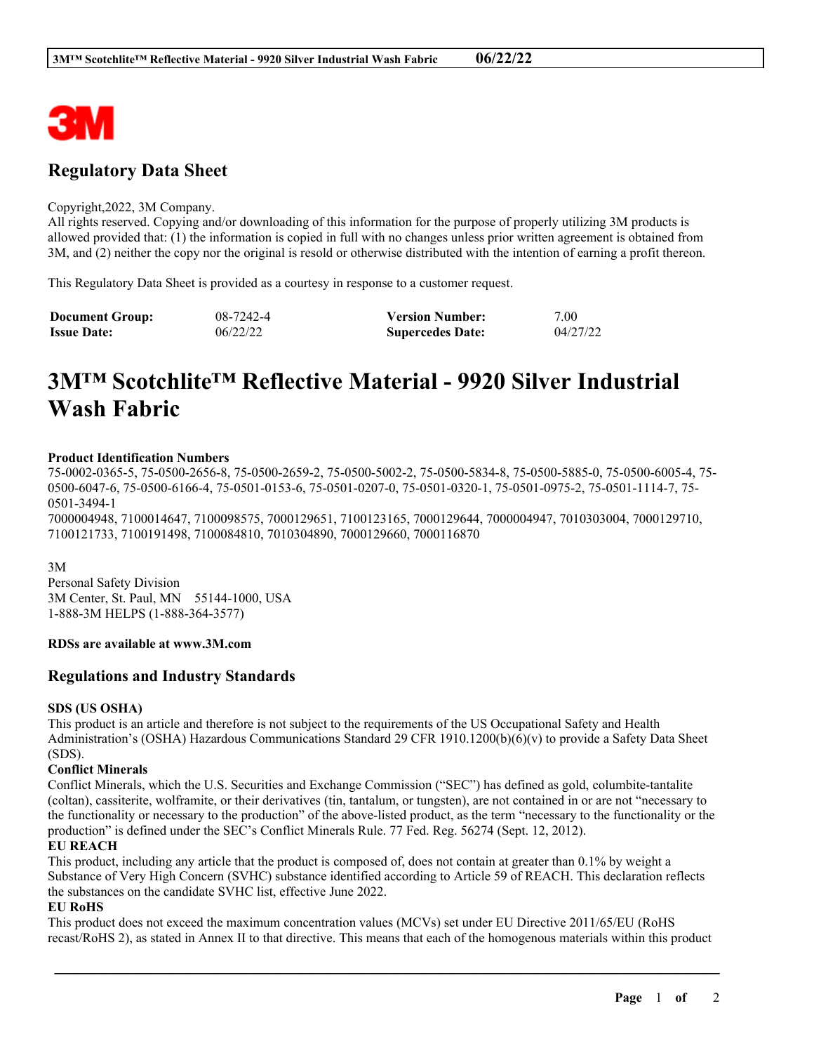# Regulatory Data Sheet

Copyright,2022, 3M Company.
All rights reserved. Copying and/or downloading of this information for the purpose of properly utilizing 3M products is allowed provided that: (1) the information is copied in full with no changes unless prior written agreement is obtained from 3M, and (2) neither the copy nor the original is resold or otherwise distributed with the intention of earning a profit thereon.

This Regulatory Data Sheet is provided as a courtesy in response to a customer request.

| **Document Group:** | 08-7242-4 | **Version Number:** | 7.00 |
|---|---|---|---|
| **Issue Date:** | 06/22/22 | **Supercedes Date:** | 04/27/22 |

# 3M™ Scotchlite™ Reflective Material - 9920 Silver Industrial Wash Fabric

**Product Identification Numbers**
75-0002-0365-5, 75-0500-2656-8, 75-0500-2659-2, 75-0500-5002-2, 75-0500-5834-8, 75-0500-5885-0, 75-0500-6005-4, 75-0500-6047-6, 75-0500-6166-4, 75-0501-0153-6, 75-0501-0207-0, 75-0501-0320-1, 75-0501-0975-2, 75-0501-1114-7, 75-0501-3494-1
7000004948, 7100014647, 7100098575, 7000129651, 7100123165, 7000129644, 7000004947, 7010303004, 7000129710, 7100121733, 7100191498, 7100084810, 7010304890, 7000129660, 7000116870

3M
Personal Safety Division
3M Center, St. Paul, MN 55144-1000, USA
1-888-3M HELPS (1-888-364-3577)

**RDSs are available at www.3M.com**

## Regulations and Industry Standards

**SDS (US OSHA)**
This product is an article and therefore is not subject to the requirements of the US Occupational Safety and Health Administration's (OSHA) Hazardous Communications Standard 29 CFR 1910.1200(b)(6)(v) to provide a Safety Data Sheet (SDS).

**Conflict Minerals**
Conflict Minerals, which the U.S. Securities and Exchange Commission ("SEC") has defined as gold, columbite-tantalite (coltan), cassiterite, wolframite, or their derivatives (tin, tantalum, or tungsten), are not contained in or are not "necessary to the functionality or necessary to the production" of the above-listed product, as the term "necessary to the functionality or the production" is defined under the SEC's Conflict Minerals Rule. 77 Fed. Reg. 56274 (Sept. 12, 2012).

**EU REACH**
This product, including any article that the product is composed of, does not contain at greater than 0.1% by weight a Substance of Very High Concern (SVHC) substance identified according to Article 59 of REACH. This declaration reflects the substances on the candidate SVHC list, effective June 2022.

**EU RoHS**
This product does not exceed the maximum concentration values (MCVs) set under EU Directive 2011/65/EU (RoHS recast/RoHS 2), as stated in Annex II to that directive. This means that each of the homogenous materials within this product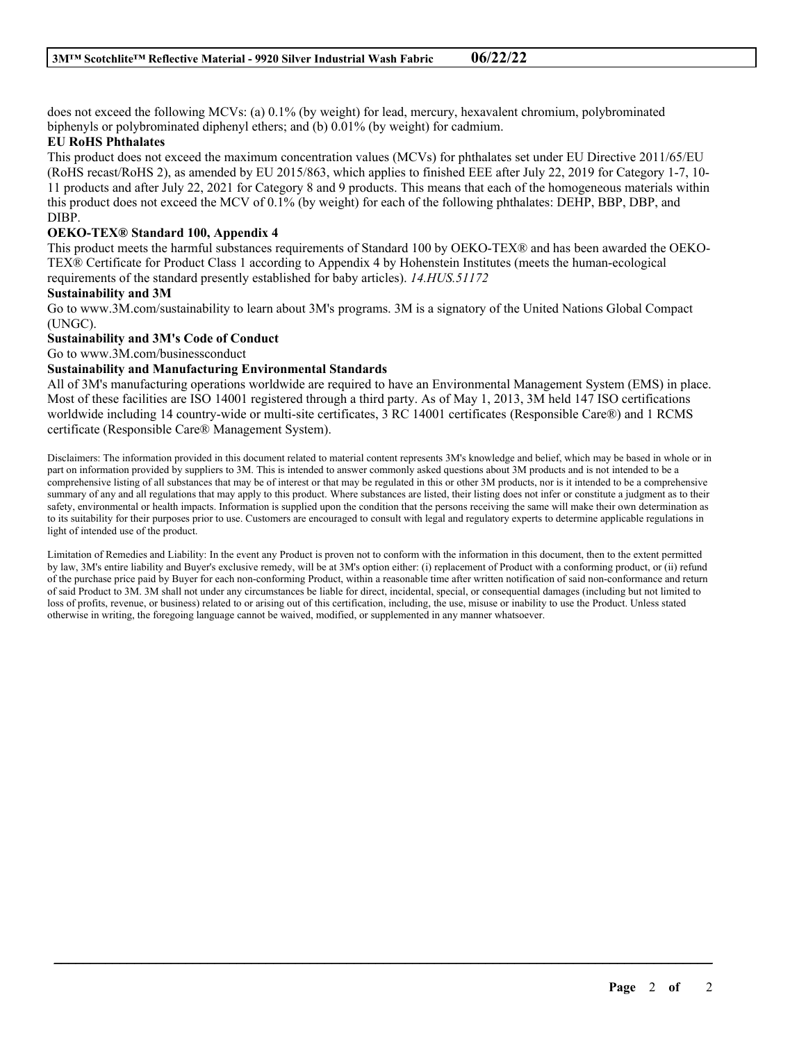does not exceed the following MCVs: (a) 0.1% (by weight) for lead, mercury, hexavalent chromium, polybrominated biphenyls or polybrominated diphenyl ethers; and (b) 0.01% (by weight) for cadmium.

**EU RoHS Phthalates**

This product does not exceed the maximum concentration values (MCVs) for phthalates set under EU Directive 2011/65/EU (RoHS recast/RoHS 2), as amended by EU 2015/863, which applies to finished EEE after July 22, 2019 for Category 1-7, 10-11 products and after July 22, 2021 for Category 8 and 9 products. This means that each of the homogeneous materials within this product does not exceed the MCV of 0.1% (by weight) for each of the following phthalates: DEHP, BBP, DBP, and DIBP.

**OEKO-TEX® Standard 100, Appendix 4**

This product meets the harmful substances requirements of Standard 100 by OEKO-TEX® and has been awarded the OEKO-TEX® Certificate for Product Class 1 according to Appendix 4 by Hohenstein Institutes (meets the human-ecological requirements of the standard presently established for baby articles). *14.HUS.51172*

**Sustainability and 3M**

Go to www.3M.com/sustainability to learn about 3M's programs. 3M is a signatory of the United Nations Global Compact (UNGC).

**Sustainability and 3M's Code of Conduct**

Go to www.3M.com/businessconduct

**Sustainability and Manufacturing Environmental Standards**

All of 3M's manufacturing operations worldwide are required to have an Environmental Management System (EMS) in place. Most of these facilities are ISO 14001 registered through a third party. As of May 1, 2013, 3M held 147 ISO certifications worldwide including 14 country-wide or multi-site certificates, 3 RC 14001 certificates (Responsible Care®) and 1 RCMS certificate (Responsible Care® Management System).

Disclaimers: The information provided in this document related to material content represents 3M's knowledge and belief, which may be based in whole or in part on information provided by suppliers to 3M. This is intended to answer commonly asked questions about 3M products and is not intended to be a comprehensive listing of all substances that may be of interest or that may be regulated in this or other 3M products, nor is it intended to be a comprehensive summary of any and all regulations that may apply to this product. Where substances are listed, their listing does not infer or constitute a judgment as to their safety, environmental or health impacts. Information is supplied upon the condition that the persons receiving the same will make their own determination as to its suitability for their purposes prior to use. Customers are encouraged to consult with legal and regulatory experts to determine applicable regulations in light of intended use of the product.

Limitation of Remedies and Liability: In the event any Product is proven not to conform with the information in this document, then to the extent permitted by law, 3M's entire liability and Buyer's exclusive remedy, will be at 3M's option either: (i) replacement of Product with a conforming product, or (ii) refund of the purchase price paid by Buyer for each non-conforming Product, within a reasonable time after written notification of said non-conformance and return of said Product to 3M. 3M shall not under any circumstances be liable for direct, incidental, special, or consequential damages (including but not limited to loss of profits, revenue, or business) related to or arising out of this certification, including, the use, misuse or inability to use the Product. Unless stated otherwise in writing, the foregoing language cannot be waived, modified, or supplemented in any manner whatsoever.